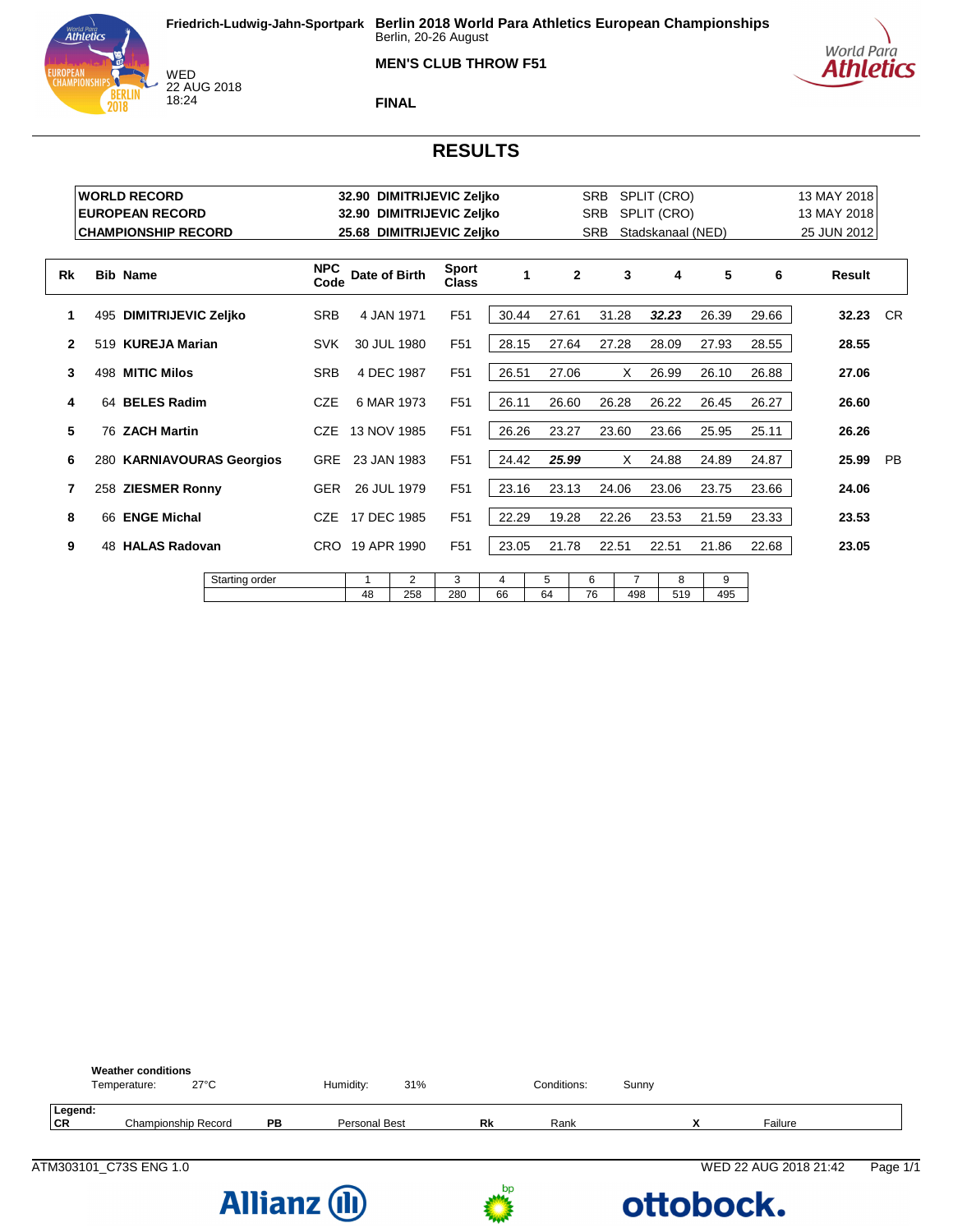Friedrich-Ludwig-Jahn-Sportpark

WED 22 AUG 2018 18:24

# Berlin 2018 World Para Athletics European Championships

Berlin, 20-26 August

## MEN'S CLUB THROW F51

### FINAL

## RESULTS

| | | | | |
|---|---|---|---|---|
| WORLD RECORD | 32.90 DIMITRIJEVIC Zeljko | SRB | SPLIT (CRO) | 13 MAY 2018 |
| EUROPEAN RECORD | 32.90 DIMITRIJEVIC Zeljko | SRB | SPLIT (CRO) | 13 MAY 2018 |
| CHAMPIONSHIP RECORD | 25.68 DIMITRIJEVIC Zeljko | SRB | Stadskanaal (NED) | 25 JUN 2012 |

| Rk | Bib | Name | NPC Code | Date of Birth | Sport Class | 1 | 2 | 3 | 4 | 5 | 6 | Result | |
|---|---|---|---|---|---|---|---|---|---|---|---|---|---|
| 1 | 495 | **DIMITRIJEVIC Zeljko** | SRB | 4 JAN 1971 | F51 | 30.44 | 27.61 | 31.28 | ***32.23*** | 26.39 | 29.66 | **32.23** | CR |
| 2 | 519 | **KUREJA Marian** | SVK | 30 JUL 1980 | F51 | 28.15 | 27.64 | 27.28 | 28.09 | 27.93 | 28.55 | **28.55** | |
| 3 | 498 | **MITIC Milos** | SRB | 4 DEC 1987 | F51 | 26.51 | 27.06 | X | 26.99 | 26.10 | 26.88 | **27.06** | |
| 4 | 64 | **BELES Radim** | CZE | 6 MAR 1973 | F51 | 26.11 | 26.60 | 26.28 | 26.22 | 26.45 | 26.27 | **26.60** | |
| 5 | 76 | **ZACH Martin** | CZE | 13 NOV 1985 | F51 | 26.26 | 23.27 | 23.60 | 23.66 | 25.95 | 25.11 | **26.26** | |
| 6 | 280 | **KARNIAVOURAS Georgios** | GRE | 23 JAN 1983 | F51 | 24.42 | ***25.99*** | X | 24.88 | 24.89 | 24.87 | **25.99** | PB |
| 7 | 258 | **ZIESMER Ronny** | GER | 26 JUL 1979 | F51 | 23.16 | 23.13 | 24.06 | 23.06 | 23.75 | 23.66 | **24.06** | |
| 8 | 66 | **ENGE Michal** | CZE | 17 DEC 1985 | F51 | 22.29 | 19.28 | 22.26 | 23.53 | 21.59 | 23.33 | **23.53** | |
| 9 | 48 | **HALAS Radovan** | CRO | 19 APR 1990 | F51 | 23.05 | 21.78 | 22.51 | 22.51 | 21.86 | 22.68 | **23.05** | |

| Starting order | 1 | 2 | 3 | 4 | 5 | 6 | 7 | 8 | 9 |
|---|---|---|---|---|---|---|---|---|---|
| | 48 | 258 | 280 | 66 | 64 | 76 | 498 | 519 | 495 |

**Weather conditions**

Temperature: 27°C Humidity: 31% Conditions: Sunny

**Legend:**

| | | | | | | | |
|---|---|---|---|---|---|---|---|
| **CR** | Championship Record | **PB** | Personal Best | **Rk** | Rank | **X** | Failure |

ATM303101_C73S ENG 1.0 WED 22 AUG 2018 21:42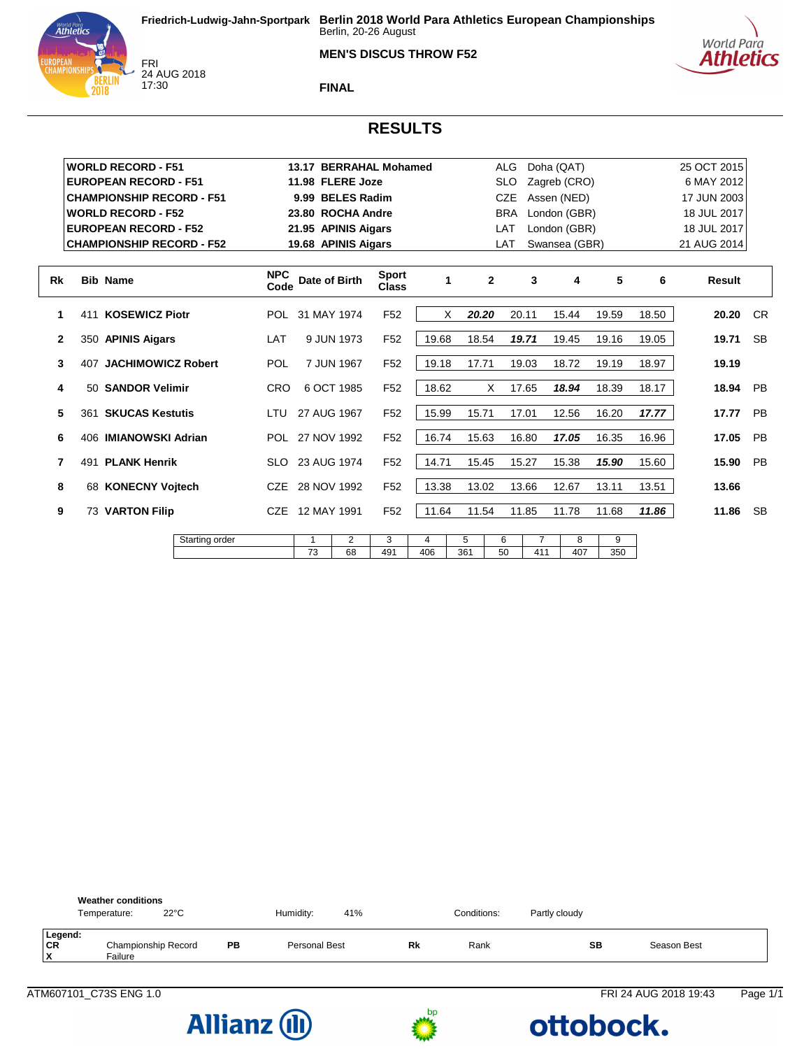Friedrich-Ludwig-Jahn-Sportpark

FRI
24 AUG 2018
17:30

**Berlin 2018 World Para Athletics European Championships**
Berlin, 20-26 August

**MEN'S DISCUS THROW F52**

**FINAL**

## RESULTS

| | | | | |
|---|---|---|---|---|
| **WORLD RECORD - F51** | **13.17 BERRAHAL Mohamed** | ALG | Doha (QAT) | 25 OCT 2015 |
| **EUROPEAN RECORD - F51** | **11.98 FLERE Joze** | SLO | Zagreb (CRO) | 6 MAY 2012 |
| **CHAMPIONSHIP RECORD - F51** | **9.99 BELES Radim** | CZE | Assen (NED) | 17 JUN 2003 |
| **WORLD RECORD - F52** | **23.80 ROCHA Andre** | BRA | London (GBR) | 18 JUL 2017 |
| **EUROPEAN RECORD - F52** | **21.95 APINIS Aigars** | LAT | London (GBR) | 18 JUL 2017 |
| **CHAMPIONSHIP RECORD - F52** | **19.68 APINIS Aigars** | LAT | Swansea (GBR) | 21 AUG 2014 |

| Rk | Bib | Name | NPC Code | Date of Birth | Sport Class | 1 | 2 | 3 | 4 | 5 | 6 | Result | |
|---|---|---|---|---|---|---|---|---|---|---|---|---|---|
| 1 | 411 | **KOSEWICZ Piotr** | POL | 31 MAY 1974 | F52 | X | ***20.20*** | 20.11 | 15.44 | 19.59 | 18.50 | **20.20** | CR |
| 2 | 350 | **APINIS Aigars** | LAT | 9 JUN 1973 | F52 | 19.68 | 18.54 | ***19.71*** | 19.45 | 19.16 | 19.05 | **19.71** | SB |
| 3 | 407 | **JACHIMOWICZ Robert** | POL | 7 JUN 1967 | F52 | 19.18 | 17.71 | 19.03 | 18.72 | 19.19 | 18.97 | **19.19** | |
| 4 | 50 | **SANDOR Velimir** | CRO | 6 OCT 1985 | F52 | 18.62 | X | 17.65 | ***18.94*** | 18.39 | 18.17 | **18.94** | PB |
| 5 | 361 | **SKUCAS Kestutis** | LTU | 27 AUG 1967 | F52 | 15.99 | 15.71 | 17.01 | 12.56 | 16.20 | ***17.77*** | **17.77** | PB |
| 6 | 406 | **IMIANOWSKI Adrian** | POL | 27 NOV 1992 | F52 | 16.74 | 15.63 | 16.80 | ***17.05*** | 16.35 | 16.96 | **17.05** | PB |
| 7 | 491 | **PLANK Henrik** | SLO | 23 AUG 1974 | F52 | 14.71 | 15.45 | 15.27 | 15.38 | ***15.90*** | 15.60 | **15.90** | PB |
| 8 | 68 | **KONECNY Vojtech** | CZE | 28 NOV 1992 | F52 | 13.38 | 13.02 | 13.66 | 12.67 | 13.11 | 13.51 | **13.66** | |
| 9 | 73 | **VARTON Filip** | CZE | 12 MAY 1991 | F52 | 11.64 | 11.54 | 11.85 | 11.78 | 11.68 | ***11.86*** | **11.86** | SB |

| Starting order | 1 | 2 | 3 | 4 | 5 | 6 | 7 | 8 | 9 |
|---|---|---|---|---|---|---|---|---|---|
| | 73 | 68 | 491 | 406 | 361 | 50 | 411 | 407 | 350 |

**Weather conditions**

Temperature: 22°C | Humidity: 41% | Conditions: Partly cloudy

**Legend:**

| | | | | | | | |
|---|---|---|---|---|---|---|---|
| **CR** | Championship Record | **PB** | Personal Best | **Rk** | Rank | **SB** | Season Best |
| **X** | Failure | | | | | | |

ATM607101_C73S ENG 1.0 FRI 24 AUG 2018 19:43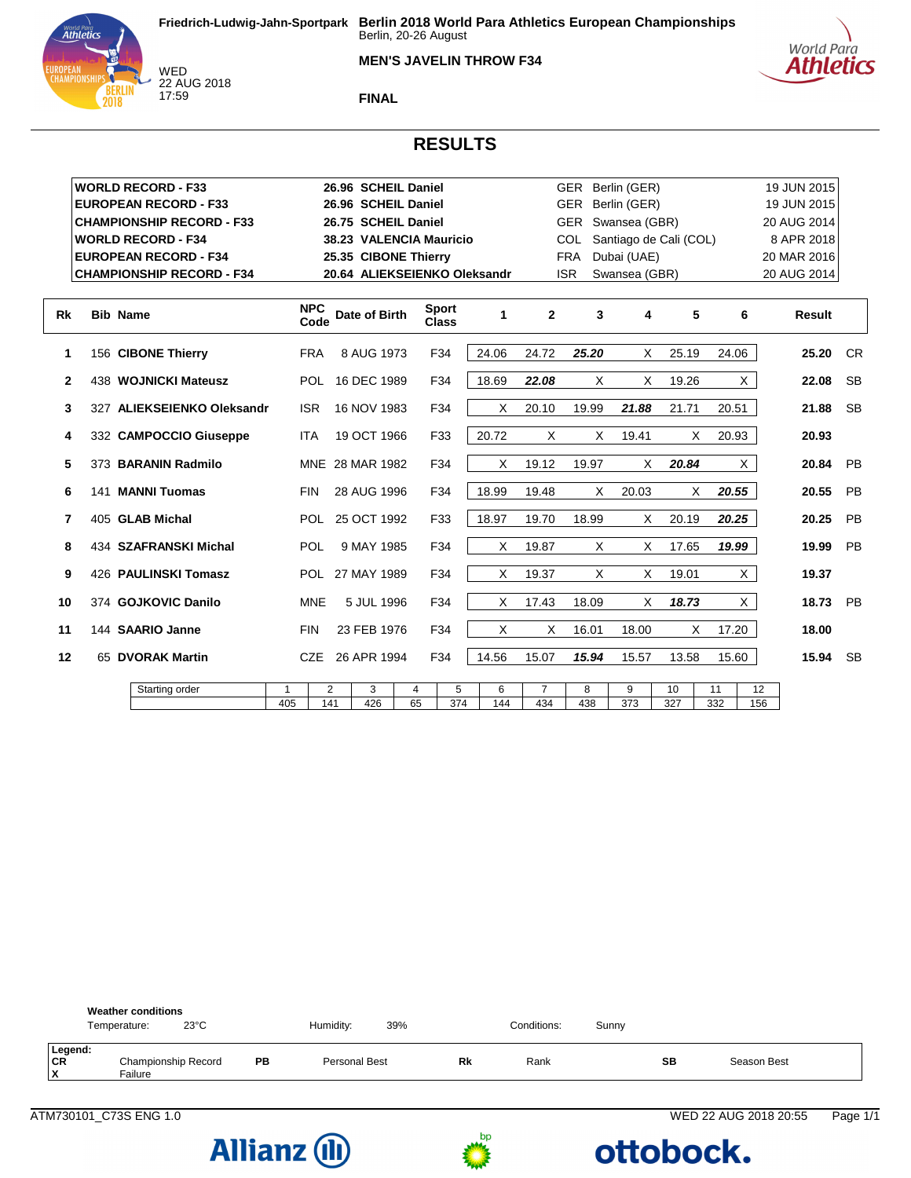Friedrich-Ludwig-Jahn-Sportpark

WED 22 AUG 2018 17:59

**Berlin 2018 World Para Athletics European Championships**
Berlin, 20-26 August

**MEN'S JAVELIN THROW F34**

**FINAL**

# RESULTS

| | | | | |
|---|---|---|---|---|
| **WORLD RECORD - F33** | **26.96 SCHEIL Daniel** | GER | Berlin (GER) | 19 JUN 2015 |
| **EUROPEAN RECORD - F33** | **26.96 SCHEIL Daniel** | GER | Berlin (GER) | 19 JUN 2015 |
| **CHAMPIONSHIP RECORD - F33** | **26.75 SCHEIL Daniel** | GER | Swansea (GBR) | 20 AUG 2014 |
| **WORLD RECORD - F34** | **38.23 VALENCIA Mauricio** | COL | Santiago de Cali (COL) | 8 APR 2018 |
| **EUROPEAN RECORD - F34** | **25.35 CIBONE Thierry** | FRA | Dubai (UAE) | 20 MAR 2016 |
| **CHAMPIONSHIP RECORD - F34** | **20.64 ALIEKSEIENKO Oleksandr** | ISR | Swansea (GBR) | 20 AUG 2014 |

| Rk | Bib | Name | NPC Code | Date of Birth | Sport Class | 1 | 2 | 3 | 4 | 5 | 6 | Result | |
|---|---|---|---|---|---|---|---|---|---|---|---|---|---|
| 1 | 156 | **CIBONE Thierry** | FRA | 8 AUG 1973 | F34 | 24.06 | 24.72 | ***25.20*** | X | 25.19 | 24.06 | **25.20** | CR |
| 2 | 438 | **WOJNICKI Mateusz** | POL | 16 DEC 1989 | F34 | 18.69 | ***22.08*** | X | X | 19.26 | X | **22.08** | SB |
| 3 | 327 | **ALIEKSEIENKO Oleksandr** | ISR | 16 NOV 1983 | F34 | X | 20.10 | 19.99 | ***21.88*** | 21.71 | 20.51 | **21.88** | SB |
| 4 | 332 | **CAMPOCCIO Giuseppe** | ITA | 19 OCT 1966 | F33 | 20.72 | X | X | 19.41 | X | 20.93 | **20.93** | |
| 5 | 373 | **BARANIN Radmilo** | MNE | 28 MAR 1982 | F34 | X | 19.12 | 19.97 | X | ***20.84*** | X | **20.84** | PB |
| 6 | 141 | **MANNI Tuomas** | FIN | 28 AUG 1996 | F34 | 18.99 | 19.48 | X | 20.03 | X | ***20.55*** | **20.55** | PB |
| 7 | 405 | **GLAB Michal** | POL | 25 OCT 1992 | F33 | 18.97 | 19.70 | 18.99 | X | 20.19 | ***20.25*** | **20.25** | PB |
| 8 | 434 | **SZAFRANSKI Michal** | POL | 9 MAY 1985 | F34 | X | 19.87 | X | X | 17.65 | ***19.99*** | **19.99** | PB |
| 9 | 426 | **PAULINSKI Tomasz** | POL | 27 MAY 1989 | F34 | X | 19.37 | X | X | 19.01 | X | **19.37** | |
| 10 | 374 | **GOJKOVIC Danilo** | MNE | 5 JUL 1996 | F34 | X | 17.43 | 18.09 | X | ***18.73*** | X | **18.73** | PB |
| 11 | 144 | **SAARIO Janne** | FIN | 23 FEB 1976 | F34 | X | X | 16.01 | 18.00 | X | 17.20 | **18.00** | |
| 12 | 65 | **DVORAK Martin** | CZE | 26 APR 1994 | F34 | 14.56 | 15.07 | ***15.94*** | 15.57 | 13.58 | 15.60 | **15.94** | SB |

| Starting order | 1 | 2 | 3 | 4 | 5 | 6 | 7 | 8 | 9 | 10 | 11 | 12 |
|---|---|---|---|---|---|---|---|---|---|---|---|---|
| | 405 | 141 | 426 | 65 | 374 | 144 | 434 | 438 | 373 | 327 | 332 | 156 |

**Weather conditions**

Temperature: 23°C &nbsp;&nbsp; Humidity: 39% &nbsp;&nbsp; Conditions: Sunny

**Legend:**

| | | | | | | | |
|---|---|---|---|---|---|---|---|
| **CR** | Championship Record | **PB** | Personal Best | **Rk** | Rank | **SB** | Season Best |
| **X** | Failure | | | | | | |

ATM730101_C73S ENG 1.0 &nbsp;&nbsp; WED 22 AUG 2018 20:55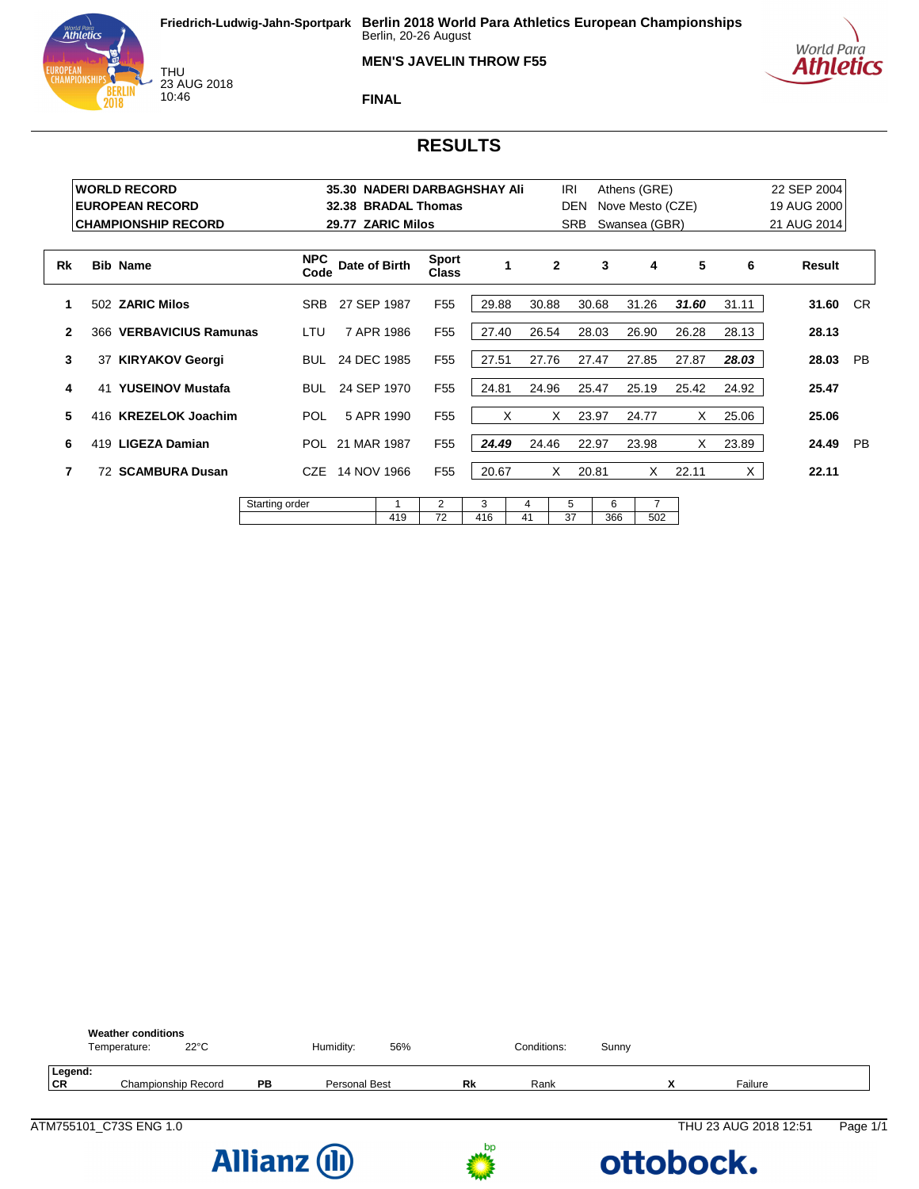Friedrich-Ludwig-Jahn-Sportpark

THU
23 AUG 2018
10:46

**Berlin 2018 World Para Athletics European Championships**
Berlin, 20-26 August

**MEN'S JAVELIN THROW F55**

**FINAL**

# RESULTS

| | | | | |
|---|---|---|---|---|
| **WORLD RECORD** | **35.30 NADERI DARBAGHSHAY Ali** | IRI | Athens (GRE) | 22 SEP 2004 |
| **EUROPEAN RECORD** | **32.38 BRADAL Thomas** | DEN | Nove Mesto (CZE) | 19 AUG 2000 |
| **CHAMPIONSHIP RECORD** | **29.77 ZARIC Milos** | SRB | Swansea (GBR) | 21 AUG 2014 |

| Rk | Bib | Name | NPC Code | Date of Birth | Sport Class | 1 | 2 | 3 | 4 | 5 | 6 | Result | |
|---|---|---|---|---|---|---|---|---|---|---|---|---|---|
| **1** | 502 | **ZARIC Milos** | SRB | 27 SEP 1987 | F55 | 29.88 | 30.88 | 30.68 | 31.26 | ***31.60*** | 31.11 | **31.60** | CR |
| **2** | 366 | **VERBAVICIUS Ramunas** | LTU | 7 APR 1986 | F55 | 27.40 | 26.54 | 28.03 | 26.90 | 26.28 | 28.13 | **28.13** | |
| **3** | 37 | **KIRYAKOV Georgi** | BUL | 24 DEC 1985 | F55 | 27.51 | 27.76 | 27.47 | 27.85 | 27.87 | ***28.03*** | **28.03** | PB |
| **4** | 41 | **YUSEINOV Mustafa** | BUL | 24 SEP 1970 | F55 | 24.81 | 24.96 | 25.47 | 25.19 | 25.42 | 24.92 | **25.47** | |
| **5** | 416 | **KREZELOK Joachim** | POL | 5 APR 1990 | F55 | X | X | 23.97 | 24.77 | X | 25.06 | **25.06** | |
| **6** | 419 | **LIGEZA Damian** | POL | 21 MAR 1987 | F55 | ***24.49*** | 24.46 | 22.97 | 23.98 | X | 23.89 | **24.49** | PB |
| **7** | 72 | **SCAMBURA Dusan** | CZE | 14 NOV 1966 | F55 | 20.67 | X | 20.81 | X | 22.11 | X | **22.11** | |

| Starting order | 1 | 2 | 3 | 4 | 5 | 6 | 7 |
|---|---|---|---|---|---|---|---|
| | 419 | 72 | 416 | 41 | 37 | 366 | 502 |

**Weather conditions**

Temperature: 22°C    Humidity: 56%    Conditions: Sunny

**Legend:**

| | | | | | | | |
|---|---|---|---|---|---|---|---|
| **CR** | Championship Record | **PB** | Personal Best | **Rk** | Rank | **X** | Failure |

ATM755101_C73S ENG 1.0    THU 23 AUG 2018 12:51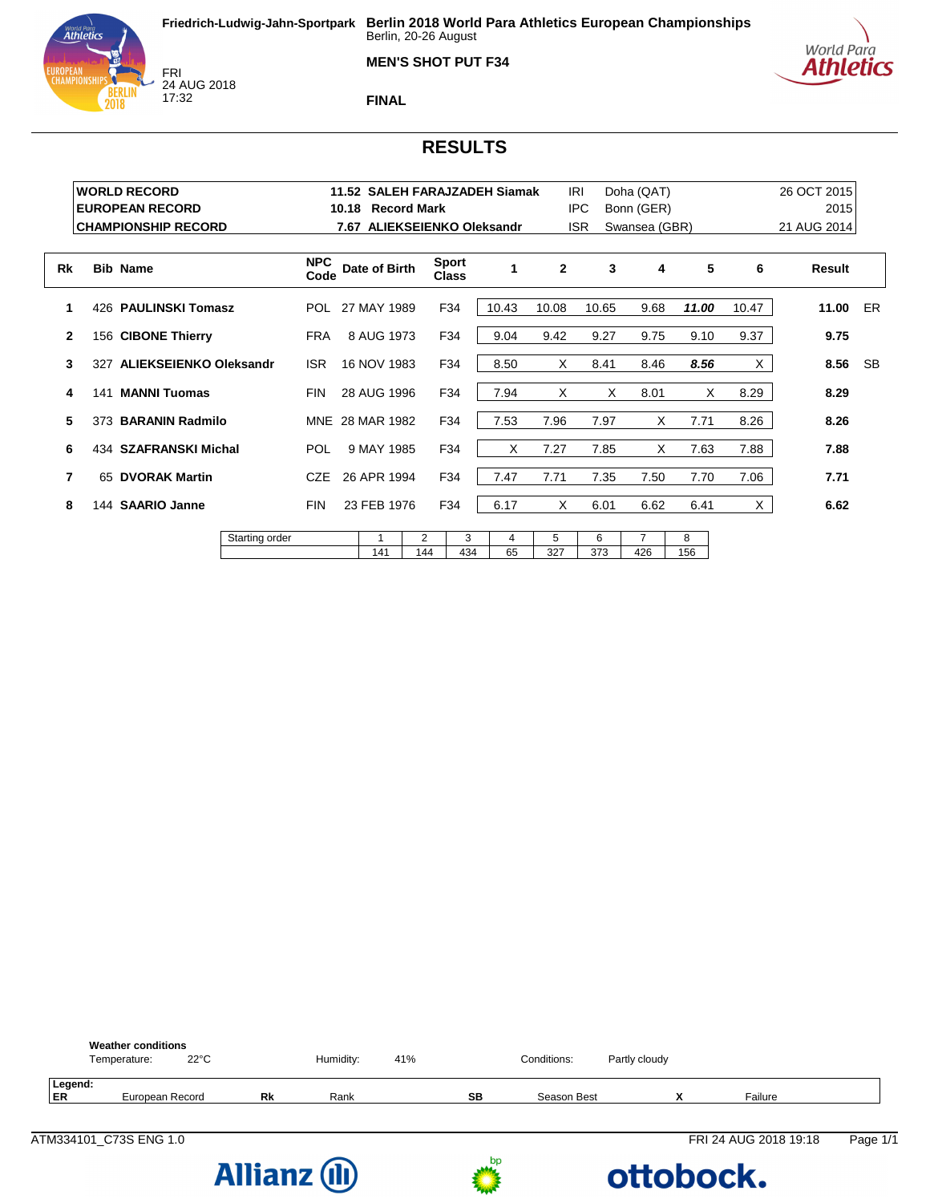Friedrich-Ludwig-Jahn-Sportpark

FRI
24 AUG 2018
17:32

**Berlin 2018 World Para Athletics European Championships**
Berlin, 20-26 August

**MEN'S SHOT PUT F34**

**FINAL**

## RESULTS

| | | | | | |
|---|---|---|---|---|---|
| **WORLD RECORD** | **11.52** | **SALEH FARAJZADEH Siamak** | IRI | Doha (QAT) | 26 OCT 2015 |
| **EUROPEAN RECORD** | **10.18** | **Record Mark** | IPC | Bonn (GER) | 2015 |
| **CHAMPIONSHIP RECORD** | **7.67** | **ALIEKSEIENKO Oleksandr** | ISR | Swansea (GBR) | 21 AUG 2014 |

| Rk | Bib | Name | NPC Code | Date of Birth | Sport Class | 1 | 2 | 3 | 4 | 5 | 6 | Result | |
|---|---|---|---|---|---|---|---|---|---|---|---|---|---|
| **1** | 426 | **PAULINSKI Tomasz** | POL | 27 MAY 1989 | F34 | 10.43 | 10.08 | 10.65 | 9.68 | ***11.00*** | 10.47 | **11.00** | ER |
| **2** | 156 | **CIBONE Thierry** | FRA | 8 AUG 1973 | F34 | 9.04 | 9.42 | 9.27 | 9.75 | 9.10 | 9.37 | **9.75** | |
| **3** | 327 | **ALIEKSEIENKO Oleksandr** | ISR | 16 NOV 1983 | F34 | 8.50 | X | 8.41 | 8.46 | ***8.56*** | X | **8.56** | SB |
| **4** | 141 | **MANNI Tuomas** | FIN | 28 AUG 1996 | F34 | 7.94 | X | X | 8.01 | X | 8.29 | **8.29** | |
| **5** | 373 | **BARANIN Radmilo** | MNE | 28 MAR 1982 | F34 | 7.53 | 7.96 | 7.97 | X | 7.71 | 8.26 | **8.26** | |
| **6** | 434 | **SZAFRANSKI Michal** | POL | 9 MAY 1985 | F34 | X | 7.27 | 7.85 | X | 7.63 | 7.88 | **7.88** | |
| **7** | 65 | **DVORAK Martin** | CZE | 26 APR 1994 | F34 | 7.47 | 7.71 | 7.35 | 7.50 | 7.70 | 7.06 | **7.71** | |
| **8** | 144 | **SAARIO Janne** | FIN | 23 FEB 1976 | F34 | 6.17 | X | 6.01 | 6.62 | 6.41 | X | **6.62** | |

| Starting order | 1 | 2 | 3 | 4 | 5 | 6 | 7 | 8 |
|---|---|---|---|---|---|---|---|---|
| | 141 | 144 | 434 | 65 | 327 | 373 | 426 | 156 |

**Weather conditions**

| Temperature: | 22°C | Humidity: | 41% | Conditions: | Partly cloudy |
|---|---|---|---|---|---|

**Legend:**

| | | | | | | | |
|---|---|---|---|---|---|---|---|
| **ER** | European Record | **Rk** | Rank | **SB** | Season Best | **X** | Failure |

ATM334101_C73S ENG 1.0 FRI 24 AUG 2018 19:18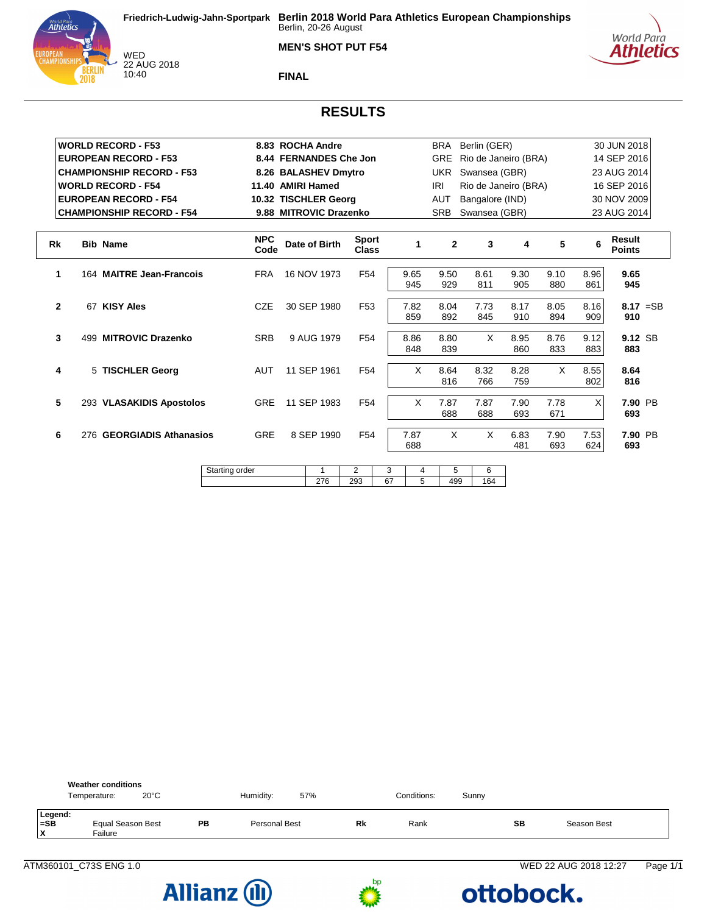Friedrich-Ludwig-Jahn-Sportpark

WED
22 AUG 2018
10:40

**Berlin 2018 World Para Athletics European Championships**
Berlin, 20-26 August

**MEN'S SHOT PUT F54**

**FINAL**

# RESULTS

| | | | | |
|---|---|---|---|---|
| **WORLD RECORD - F53** | **8.83 ROCHA Andre** | BRA | Berlin (GER) | 30 JUN 2018 |
| **EUROPEAN RECORD - F53** | **8.44 FERNANDES Che Jon** | GRE | Rio de Janeiro (BRA) | 14 SEP 2016 |
| **CHAMPIONSHIP RECORD - F53** | **8.26 BALASHEV Dmytro** | UKR | Swansea (GBR) | 23 AUG 2014 |
| **WORLD RECORD - F54** | **11.40 AMIRI Hamed** | IRI | Rio de Janeiro (BRA) | 16 SEP 2016 |
| **EUROPEAN RECORD - F54** | **10.32 TISCHLER Georg** | AUT | Bangalore (IND) | 30 NOV 2009 |
| **CHAMPIONSHIP RECORD - F54** | **9.88 MITROVIC Drazenko** | SRB | Swansea (GBR) | 23 AUG 2014 |

| Rk | Bib | Name | NPC Code | Date of Birth | Sport Class | 1 | 2 | 3 | 4 | 5 | 6 | Result Points |
|---|---|---|---|---|---|---|---|---|---|---|---|---|
| 1 | 164 | **MAITRE Jean-Francois** | FRA | 16 NOV 1973 | F54 | 9.65 945 | 9.50 929 | 8.61 811 | 9.30 905 | 9.10 880 | 8.96 861 | **9.65** **945** |
| 2 | 67 | **KISY Ales** | CZE | 30 SEP 1980 | F53 | 7.82 859 | 8.04 892 | 7.73 845 | 8.17 910 | 8.05 894 | 8.16 909 | **8.17** =SB **910** |
| 3 | 499 | **MITROVIC Drazenko** | SRB | 9 AUG 1979 | F54 | 8.86 848 | 8.80 839 | X | 8.95 860 | 8.76 833 | 9.12 883 | **9.12** SB **883** |
| 4 | 5 | **TISCHLER Georg** | AUT | 11 SEP 1961 | F54 | X | 8.64 816 | 8.32 766 | 8.28 759 | X | 8.55 802 | **8.64** **816** |
| 5 | 293 | **VLASAKIDIS Apostolos** | GRE | 11 SEP 1983 | F54 | X | 7.87 688 | 7.87 688 | 7.90 693 | 7.78 671 | X | **7.90** PB **693** |
| 6 | 276 | **GEORGIADIS Athanasios** | GRE | 8 SEP 1990 | F54 | 7.87 688 | X | X | 6.83 481 | 7.90 693 | 7.53 624 | **7.90** PB **693** |

| Starting order | 1 | 2 | 3 | 4 | 5 | 6 |
|---|---|---|---|---|---|---|
| | 276 | 293 | 67 | 5 | 499 | 164 |

**Weather conditions**

Temperature: 20°C    Humidity: 57%    Conditions: Sunny

**Legend:**

| | | | | | | | |
|---|---|---|---|---|---|---|---|
| **=SB** | Equal Season Best | **PB** | Personal Best | **Rk** | Rank | **SB** | Season Best |
| **X** | Failure | | | | | | |

ATM360101_C73S ENG 1.0    WED 22 AUG 2018 12:27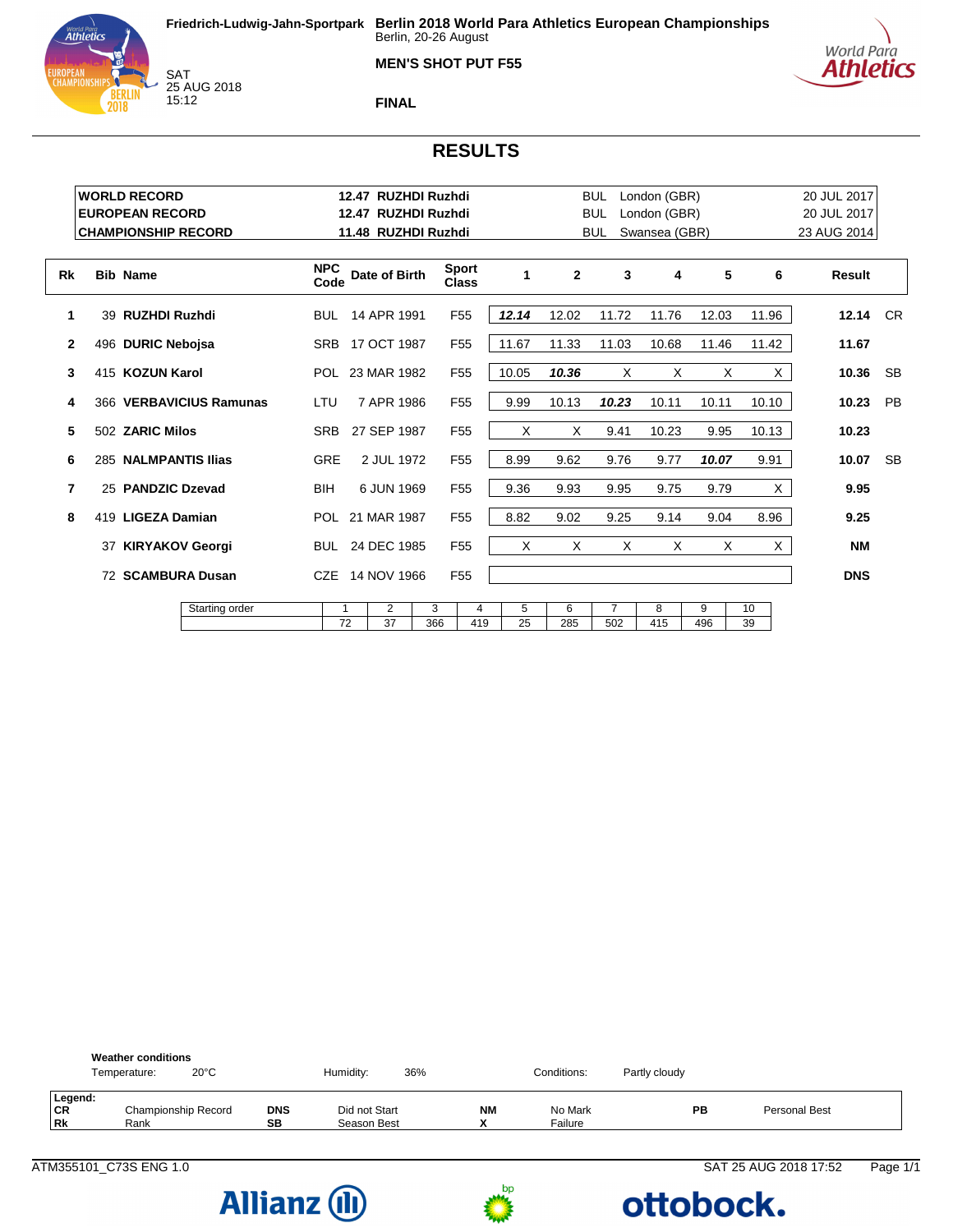Friedrich-Ludwig-Jahn-Sportpark

SAT
25 AUG 2018
15:12

**Berlin 2018 World Para Athletics European Championships**
Berlin, 20-26 August

**MEN'S SHOT PUT F55**

**FINAL**

## RESULTS

| | | | | |
|---|---|---|---|---|
| **WORLD RECORD** | **12.47 RUZHDI Ruzhdi** | BUL | London (GBR) | 20 JUL 2017 |
| **EUROPEAN RECORD** | **12.47 RUZHDI Ruzhdi** | BUL | London (GBR) | 20 JUL 2017 |
| **CHAMPIONSHIP RECORD** | **11.48 RUZHDI Ruzhdi** | BUL | Swansea (GBR) | 23 AUG 2014 |

| Rk | Bib | Name | NPC Code | Date of Birth | Sport Class | 1 | 2 | 3 | 4 | 5 | 6 | Result | |
|---|---|---|---|---|---|---|---|---|---|---|---|---|---|
| 1 | 39 | **RUZHDI Ruzhdi** | BUL | 14 APR 1991 | F55 | ***12.14*** | 12.02 | 11.72 | 11.76 | 12.03 | 11.96 | **12.14** | CR |
| 2 | 496 | **DURIC Nebojsa** | SRB | 17 OCT 1987 | F55 | 11.67 | 11.33 | 11.03 | 10.68 | 11.46 | 11.42 | **11.67** | |
| 3 | 415 | **KOZUN Karol** | POL | 23 MAR 1982 | F55 | 10.05 | ***10.36*** | X | X | X | X | **10.36** | SB |
| 4 | 366 | **VERBAVICIUS Ramunas** | LTU | 7 APR 1986 | F55 | 9.99 | 10.13 | ***10.23*** | 10.11 | 10.11 | 10.10 | **10.23** | PB |
| 5 | 502 | **ZARIC Milos** | SRB | 27 SEP 1987 | F55 | X | X | 9.41 | 10.23 | 9.95 | 10.13 | **10.23** | |
| 6 | 285 | **NALMPANTIS Ilias** | GRE | 2 JUL 1972 | F55 | 8.99 | 9.62 | 9.76 | 9.77 | ***10.07*** | 9.91 | **10.07** | SB |
| 7 | 25 | **PANDZIC Dzevad** | BIH | 6 JUN 1969 | F55 | 9.36 | 9.93 | 9.95 | 9.75 | 9.79 | X | **9.95** | |
| 8 | 419 | **LIGEZA Damian** | POL | 21 MAR 1987 | F55 | 8.82 | 9.02 | 9.25 | 9.14 | 9.04 | 8.96 | **9.25** | |
| | 37 | **KIRYAKOV Georgi** | BUL | 24 DEC 1985 | F55 | X | X | X | X | X | X | **NM** | |
| | 72 | **SCAMBURA Dusan** | CZE | 14 NOV 1966 | F55 | | | | | | | **DNS** | |

| Starting order | 1 | 2 | 3 | 4 | 5 | 6 | 7 | 8 | 9 | 10 |
|---|---|---|---|---|---|---|---|---|---|---|
| | 72 | 37 | 366 | 419 | 25 | 285 | 502 | 415 | 496 | 39 |

**Weather conditions**

Temperature: 20°C | Humidity: 36% | Conditions: Partly cloudy

**Legend:**

| | | | | | | | |
|---|---|---|---|---|---|---|---|
| **CR** | Championship Record | **DNS** | Did not Start | **NM** | No Mark | **PB** | Personal Best |
| **Rk** | Rank | **SB** | Season Best | **X** | Failure | | |

ATM355101_C73S ENG 1.0 — SAT 25 AUG 2018 17:52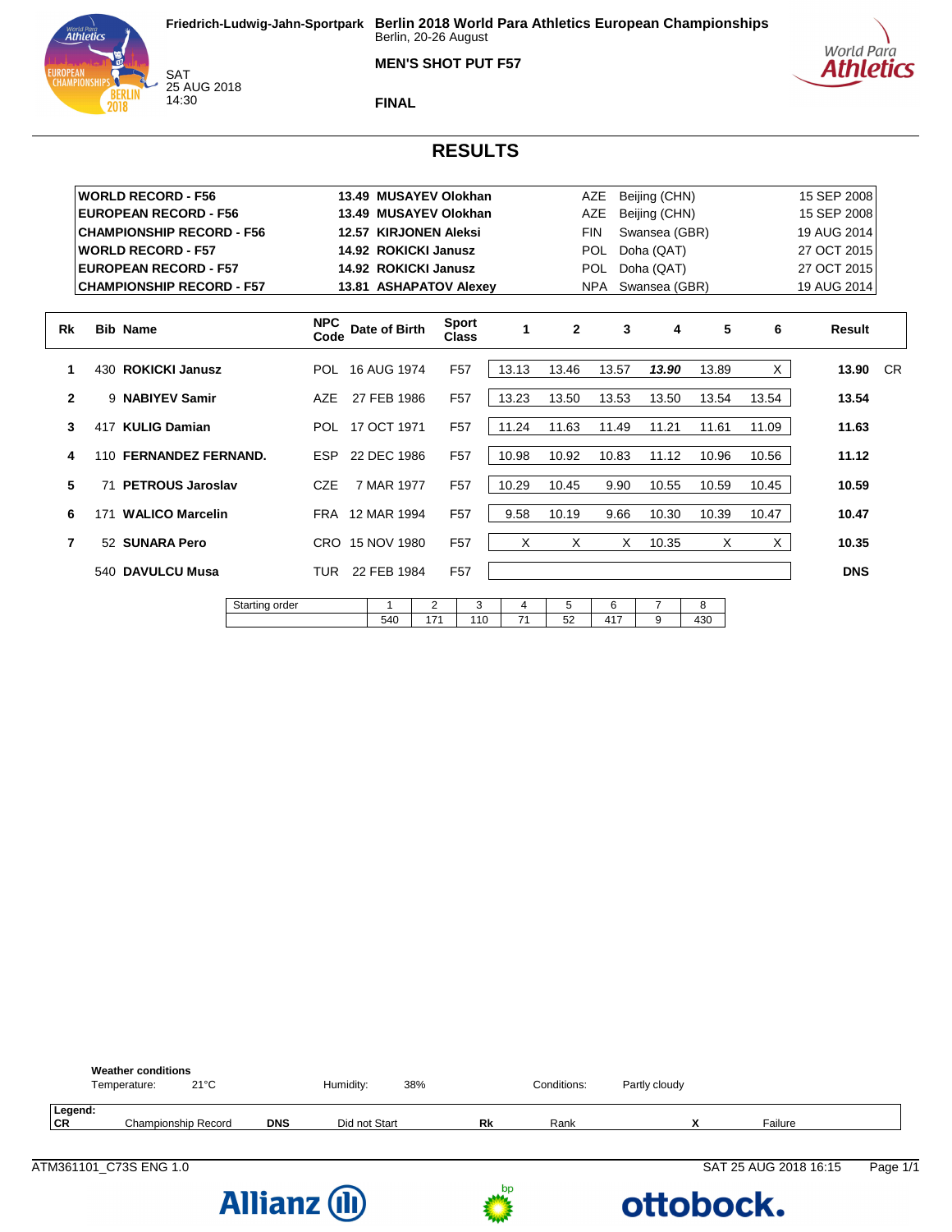Friedrich-Ludwig-Jahn-Sportpark

SAT
25 AUG 2018
14:30

**Berlin 2018 World Para Athletics European Championships**
Berlin, 20-26 August

**MEN'S SHOT PUT F57**

**FINAL**

## RESULTS

| | | | | |
|---|---|---|---|---|
| **WORLD RECORD - F56** | **13.49 MUSAYEV Olokhan** | AZE | Beijing (CHN) | 15 SEP 2008 |
| **EUROPEAN RECORD - F56** | **13.49 MUSAYEV Olokhan** | AZE | Beijing (CHN) | 15 SEP 2008 |
| **CHAMPIONSHIP RECORD - F56** | **12.57 KIRJONEN Aleksi** | FIN | Swansea (GBR) | 19 AUG 2014 |
| **WORLD RECORD - F57** | **14.92 ROKICKI Janusz** | POL | Doha (QAT) | 27 OCT 2015 |
| **EUROPEAN RECORD - F57** | **14.92 ROKICKI Janusz** | POL | Doha (QAT) | 27 OCT 2015 |
| **CHAMPIONSHIP RECORD - F57** | **13.81 ASHAPATOV Alexey** | NPA | Swansea (GBR) | 19 AUG 2014 |

| Rk | Bib | Name | NPC Code | Date of Birth | Sport Class | 1 | 2 | 3 | 4 | 5 | 6 | Result | |
|---|---|---|---|---|---|---|---|---|---|---|---|---|---|
| 1 | 430 | **ROKICKI Janusz** | POL | 16 AUG 1974 | F57 | 13.13 | 13.46 | 13.57 | ***13.90*** | 13.89 | X | **13.90** | CR |
| 2 | 9 | **NABIYEV Samir** | AZE | 27 FEB 1986 | F57 | 13.23 | 13.50 | 13.53 | 13.50 | 13.54 | 13.54 | **13.54** | |
| 3 | 417 | **KULIG Damian** | POL | 17 OCT 1971 | F57 | 11.24 | 11.63 | 11.49 | 11.21 | 11.61 | 11.09 | **11.63** | |
| 4 | 110 | **FERNANDEZ FERNAND.** | ESP | 22 DEC 1986 | F57 | 10.98 | 10.92 | 10.83 | 11.12 | 10.96 | 10.56 | **11.12** | |
| 5 | 71 | **PETROUS Jaroslav** | CZE | 7 MAR 1977 | F57 | 10.29 | 10.45 | 9.90 | 10.55 | 10.59 | 10.45 | **10.59** | |
| 6 | 171 | **WALICO Marcelin** | FRA | 12 MAR 1994 | F57 | 9.58 | 10.19 | 9.66 | 10.30 | 10.39 | 10.47 | **10.47** | |
| 7 | 52 | **SUNARA Pero** | CRO | 15 NOV 1980 | F57 | X | X | X | 10.35 | X | X | **10.35** | |
| | 540 | **DAVULCU Musa** | TUR | 22 FEB 1984 | F57 | | | | | | | **DNS** | |

| Starting order | 1 | 2 | 3 | 4 | 5 | 6 | 7 | 8 |
|---|---|---|---|---|---|---|---|---|
| | 540 | 171 | 110 | 71 | 52 | 417 | 9 | 430 |

**Weather conditions**
Temperature: 21°C | Humidity: 38% | Conditions: Partly cloudy

**Legend:**
**CR** Championship Record | **DNS** Did not Start | **Rk** Rank | **X** Failure

ATM361101_C73S ENG 1.0 | SAT 25 AUG 2018 16:15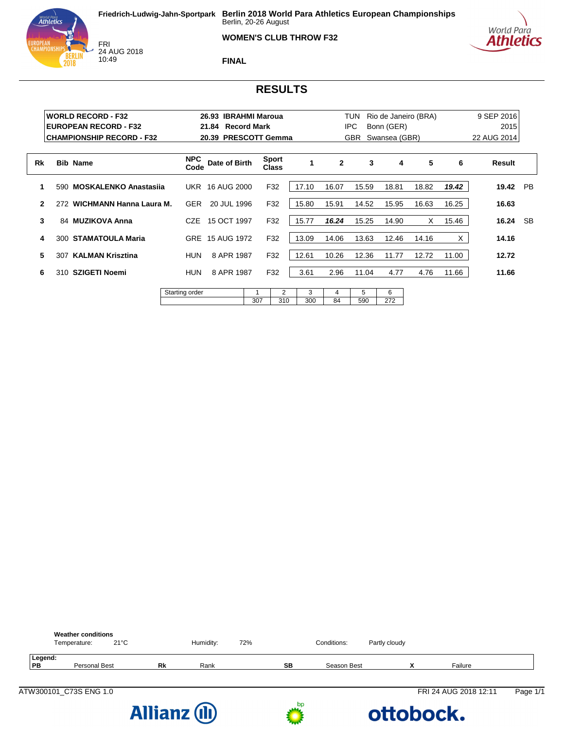Friedrich-Ludwig-Jahn-Sportpark

FRI
24 AUG 2018
10:49

**Berlin 2018 World Para Athletics European Championships**
Berlin, 20-26 August

**WOMEN'S CLUB THROW F32**

**FINAL**

# RESULTS

| | | | | |
|---|---|---|---|---|
| **WORLD RECORD - F32** | **26.93 IBRAHMI Maroua** | TUN | Rio de Janeiro (BRA) | 9 SEP 2016 |
| **EUROPEAN RECORD - F32** | **21.84 Record Mark** | IPC | Bonn (GER) | 2015 |
| **CHAMPIONSHIP RECORD - F32** | **20.39 PRESCOTT Gemma** | GBR | Swansea (GBR) | 22 AUG 2014 |

| Rk | Bib | Name | NPC Code | Date of Birth | Sport Class | 1 | 2 | 3 | 4 | 5 | 6 | Result | |
|---|---|---|---|---|---|---|---|---|---|---|---|---|---|
| 1 | 590 | **MOSKALENKO Anastasiia** | UKR | 16 AUG 2000 | F32 | 17.10 | 16.07 | 15.59 | 18.81 | 18.82 | ***19.42*** | **19.42** | PB |
| 2 | 272 | **WICHMANN Hanna Laura M.** | GER | 20 JUL 1996 | F32 | 15.80 | 15.91 | 14.52 | 15.95 | 16.63 | 16.25 | **16.63** | |
| 3 | 84 | **MUZIKOVA Anna** | CZE | 15 OCT 1997 | F32 | 15.77 | ***16.24*** | 15.25 | 14.90 | X | 15.46 | **16.24** | SB |
| 4 | 300 | **STAMATOULA Maria** | GRE | 15 AUG 1972 | F32 | 13.09 | 14.06 | 13.63 | 12.46 | 14.16 | X | **14.16** | |
| 5 | 307 | **KALMAN Krisztina** | HUN | 8 APR 1987 | F32 | 12.61 | 10.26 | 12.36 | 11.77 | 12.72 | 11.00 | **12.72** | |
| 6 | 310 | **SZIGETI Noemi** | HUN | 8 APR 1987 | F32 | 3.61 | 2.96 | 11.04 | 4.77 | 4.76 | 11.66 | **11.66** | |

| Starting order | 1 | 2 | 3 | 4 | 5 | 6 |
|---|---|---|---|---|---|---|
| | 307 | 310 | 300 | 84 | 590 | 272 |

**Weather conditions**
Temperature: 21°C  Humidity: 72%  Conditions: Partly cloudy

**Legend:**

| | | | | | | | |
|---|---|---|---|---|---|---|---|
| **PB** | Personal Best | **Rk** | Rank | **SB** | Season Best | **X** | Failure |

ATW300101_C73S ENG 1.0  FRI 24 AUG 2018 12:11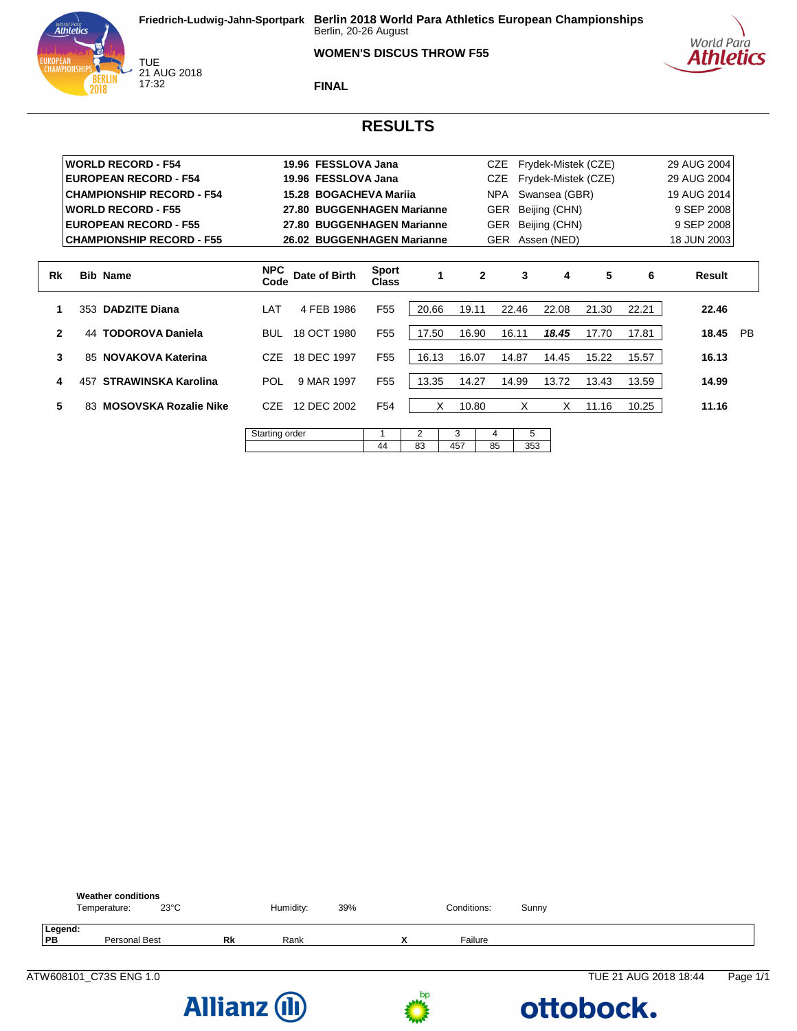Friedrich-Ludwig-Jahn-Sportpark

TUE
21 AUG 2018
17:32

**Berlin 2018 World Para Athletics European Championships**
Berlin, 20-26 August

**WOMEN'S DISCUS THROW F55**

**FINAL**

## RESULTS

| | | | | |
|---|---|---|---|---|
| **WORLD RECORD - F54** | **19.96 FESSLOVA Jana** | CZE | Frydek-Mistek (CZE) | 29 AUG 2004 |
| **EUROPEAN RECORD - F54** | **19.96 FESSLOVA Jana** | CZE | Frydek-Mistek (CZE) | 29 AUG 2004 |
| **CHAMPIONSHIP RECORD - F54** | **15.28 BOGACHEVA Mariia** | NPA | Swansea (GBR) | 19 AUG 2014 |
| **WORLD RECORD - F55** | **27.80 BUGGENHAGEN Marianne** | GER | Beijing (CHN) | 9 SEP 2008 |
| **EUROPEAN RECORD - F55** | **27.80 BUGGENHAGEN Marianne** | GER | Beijing (CHN) | 9 SEP 2008 |
| **CHAMPIONSHIP RECORD - F55** | **26.02 BUGGENHAGEN Marianne** | GER | Assen (NED) | 18 JUN 2003 |

| Rk | Bib | Name | NPC Code | Date of Birth | Sport Class | 1 | 2 | 3 | 4 | 5 | 6 | Result | |
|---|---|---|---|---|---|---|---|---|---|---|---|---|---|
| 1 | 353 | **DADZITE Diana** | LAT | 4 FEB 1986 | F55 | 20.66 | 19.11 | 22.46 | 22.08 | 21.30 | 22.21 | **22.46** | |
| 2 | 44 | **TODOROVA Daniela** | BUL | 18 OCT 1980 | F55 | 17.50 | 16.90 | 16.11 | ***18.45*** | 17.70 | 17.81 | **18.45** | PB |
| 3 | 85 | **NOVAKOVA Katerina** | CZE | 18 DEC 1997 | F55 | 16.13 | 16.07 | 14.87 | 14.45 | 15.22 | 15.57 | **16.13** | |
| 4 | 457 | **STRAWINSKA Karolina** | POL | 9 MAR 1997 | F55 | 13.35 | 14.27 | 14.99 | 13.72 | 13.43 | 13.59 | **14.99** | |
| 5 | 83 | **MOSOVSKA Rozalie Nike** | CZE | 12 DEC 2002 | F54 | X | 10.80 | X | X | 11.16 | 10.25 | **11.16** | |

| Starting order | 1 | 2 | 3 | 4 | 5 |
|---|---|---|---|---|---|
| | 44 | 83 | 457 | 85 | 353 |

**Weather conditions**
Temperature: 23°C Humidity: 39% Conditions: Sunny

**Legend:**
**PB** Personal Best **Rk** Rank **X** Failure

ATW608101_C73S ENG 1.0 TUE 21 AUG 2018 18:44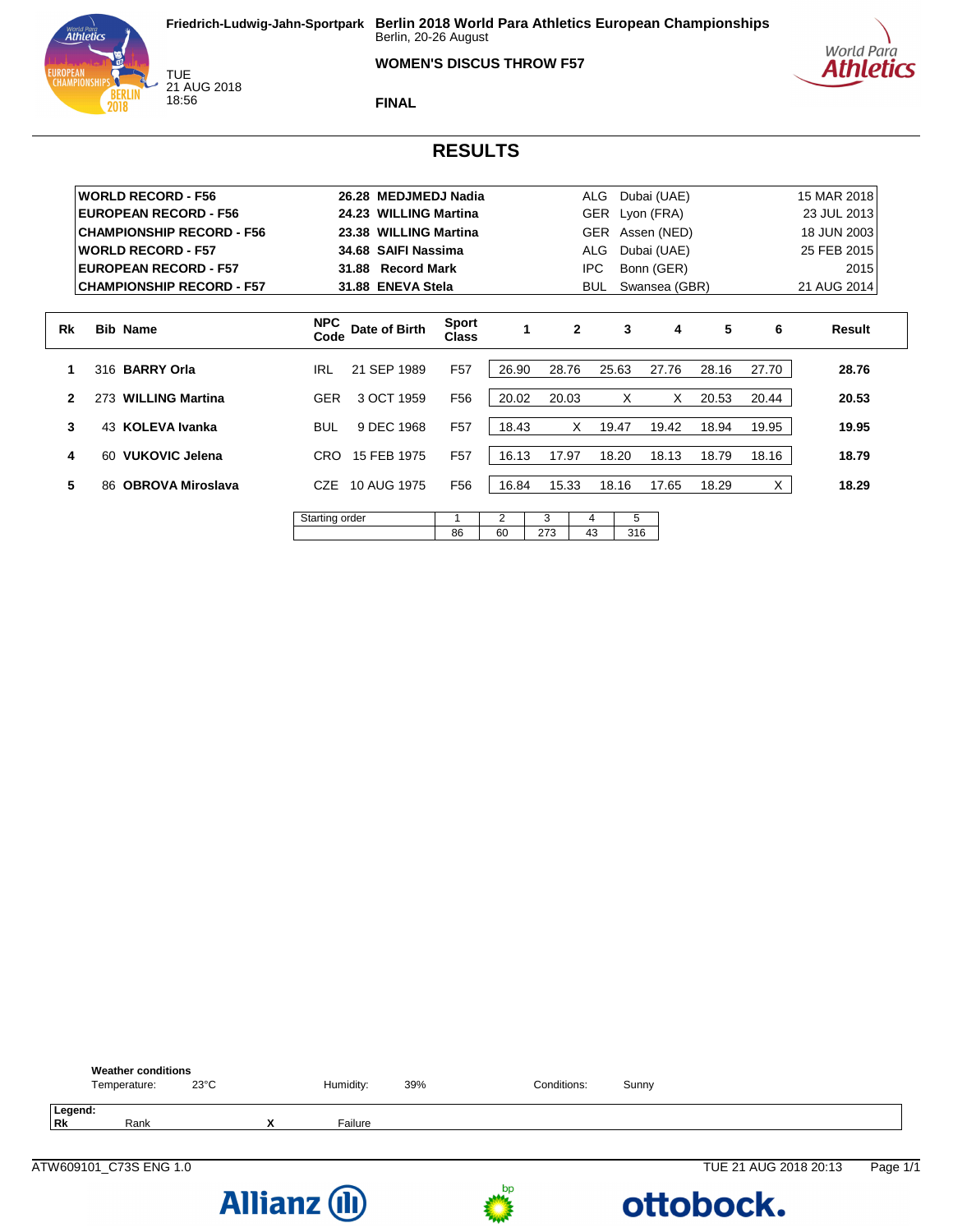Friedrich-Ludwig-Jahn-Sportpark

TUE
21 AUG 2018
18:56

# Berlin 2018 World Para Athletics European Championships

Berlin, 20-26 August

## WOMEN'S DISCUS THROW F57

### FINAL

## RESULTS

| | | | | | |
|---|---|---|---|---|---|
| **WORLD RECORD - F56** | **26.28** | **MEDJMEDJ Nadia** | ALG | Dubai (UAE) | 15 MAR 2018 |
| **EUROPEAN RECORD - F56** | **24.23** | **WILLING Martina** | GER | Lyon (FRA) | 23 JUL 2013 |
| **CHAMPIONSHIP RECORD - F56** | **23.38** | **WILLING Martina** | GER | Assen (NED) | 18 JUN 2003 |
| **WORLD RECORD - F57** | **34.68** | **SAIFI Nassima** | ALG | Dubai (UAE) | 25 FEB 2015 |
| **EUROPEAN RECORD - F57** | **31.88** | **Record Mark** | IPC | Bonn (GER) | 2015 |
| **CHAMPIONSHIP RECORD - F57** | **31.88** | **ENEVA Stela** | BUL | Swansea (GBR) | 21 AUG 2014 |

| Rk | Bib | Name | NPC Code | Date of Birth | Sport Class | 1 | 2 | 3 | 4 | 5 | 6 | Result |
|---|---|---|---|---|---|---|---|---|---|---|---|---|
| 1 | 316 | **BARRY Orla** | IRL | 21 SEP 1989 | F57 | 26.90 | 28.76 | 25.63 | 27.76 | 28.16 | 27.70 | **28.76** |
| 2 | 273 | **WILLING Martina** | GER | 3 OCT 1959 | F56 | 20.02 | 20.03 | X | X | 20.53 | 20.44 | **20.53** |
| 3 | 43 | **KOLEVA Ivanka** | BUL | 9 DEC 1968 | F57 | 18.43 | X | 19.47 | 19.42 | 18.94 | 19.95 | **19.95** |
| 4 | 60 | **VUKOVIC Jelena** | CRO | 15 FEB 1975 | F57 | 16.13 | 17.97 | 18.20 | 18.13 | 18.79 | 18.16 | **18.79** |
| 5 | 86 | **OBROVA Miroslava** | CZE | 10 AUG 1975 | F56 | 16.84 | 15.33 | 18.16 | 17.65 | 18.29 | X | **18.29** |

| Starting order | 1 | 2 | 3 | 4 | 5 |
|---|---|---|---|---|---|
| | 86 | 60 | 273 | 43 | 316 |

**Weather conditions**

Temperature: 23°C Humidity: 39% Conditions: Sunny

**Legend:**

| | | | |
|---|---|---|---|
| **Rk** | Rank | **X** | Failure |

ATW609101_C73S ENG 1.0 TUE 21 AUG 2018 20:13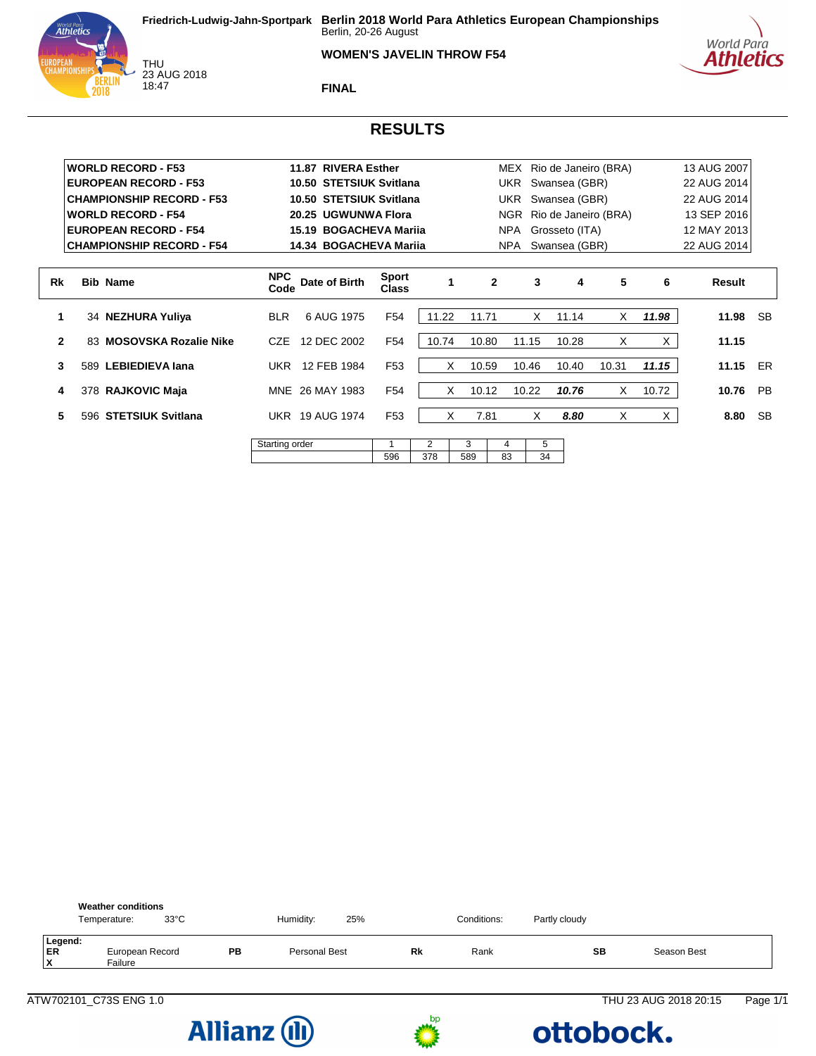Friedrich-Ludwig-Jahn-Sportpark

THU
23 AUG 2018
18:47

# Berlin 2018 World Para Athletics European Championships

Berlin, 20-26 August

## WOMEN'S JAVELIN THROW F54

### FINAL

## RESULTS

| | | | | |
|---|---|---|---|---|
| **WORLD RECORD - F53** | **11.87 RIVERA Esther** | MEX | Rio de Janeiro (BRA) | 13 AUG 2007 |
| **EUROPEAN RECORD - F53** | **10.50 STETSIUK Svitlana** | UKR | Swansea (GBR) | 22 AUG 2014 |
| **CHAMPIONSHIP RECORD - F53** | **10.50 STETSIUK Svitlana** | UKR | Swansea (GBR) | 22 AUG 2014 |
| **WORLD RECORD - F54** | **20.25 UGWUNWA Flora** | NGR | Rio de Janeiro (BRA) | 13 SEP 2016 |
| **EUROPEAN RECORD - F54** | **15.19 BOGACHEVA Mariia** | NPA | Grosseto (ITA) | 12 MAY 2013 |
| **CHAMPIONSHIP RECORD - F54** | **14.34 BOGACHEVA Mariia** | NPA | Swansea (GBR) | 22 AUG 2014 |

| Rk | Bib | Name | NPC Code | Date of Birth | Sport Class | 1 | 2 | 3 | 4 | 5 | 6 | Result | |
|---|---|---|---|---|---|---|---|---|---|---|---|---|---|
| 1 | 34 | **NEZHURA Yuliya** | BLR | 6 AUG 1975 | F54 | 11.22 | 11.71 | X | 11.14 | X | ***11.98*** | **11.98** | SB |
| 2 | 83 | **MOSOVSKA Rozalie Nike** | CZE | 12 DEC 2002 | F54 | 10.74 | 10.80 | 11.15 | 10.28 | X | X | **11.15** | |
| 3 | 589 | **LEBIEDIEVA Iana** | UKR | 12 FEB 1984 | F53 | X | 10.59 | 10.46 | 10.40 | 10.31 | ***11.15*** | **11.15** | ER |
| 4 | 378 | **RAJKOVIC Maja** | MNE | 26 MAY 1983 | F54 | X | 10.12 | 10.22 | ***10.76*** | X | 10.72 | **10.76** | PB |
| 5 | 596 | **STETSIUK Svitlana** | UKR | 19 AUG 1974 | F53 | X | 7.81 | X | ***8.80*** | X | X | **8.80** | SB |

| Starting order | 1 | 2 | 3 | 4 | 5 |
|---|---|---|---|---|---|
| | 596 | 378 | 589 | 83 | 34 |

**Weather conditions**

Temperature: 33°C    Humidity: 25%    Conditions: Partly cloudy

**Legend:**

| | | | | | | | |
|---|---|---|---|---|---|---|---|
| **ER** | European Record | **PB** | Personal Best | **Rk** | Rank | **SB** | Season Best |
| **X** | Failure | | | | | | |

ATW702101_C73S ENG 1.0    THU 23 AUG 2018 20:15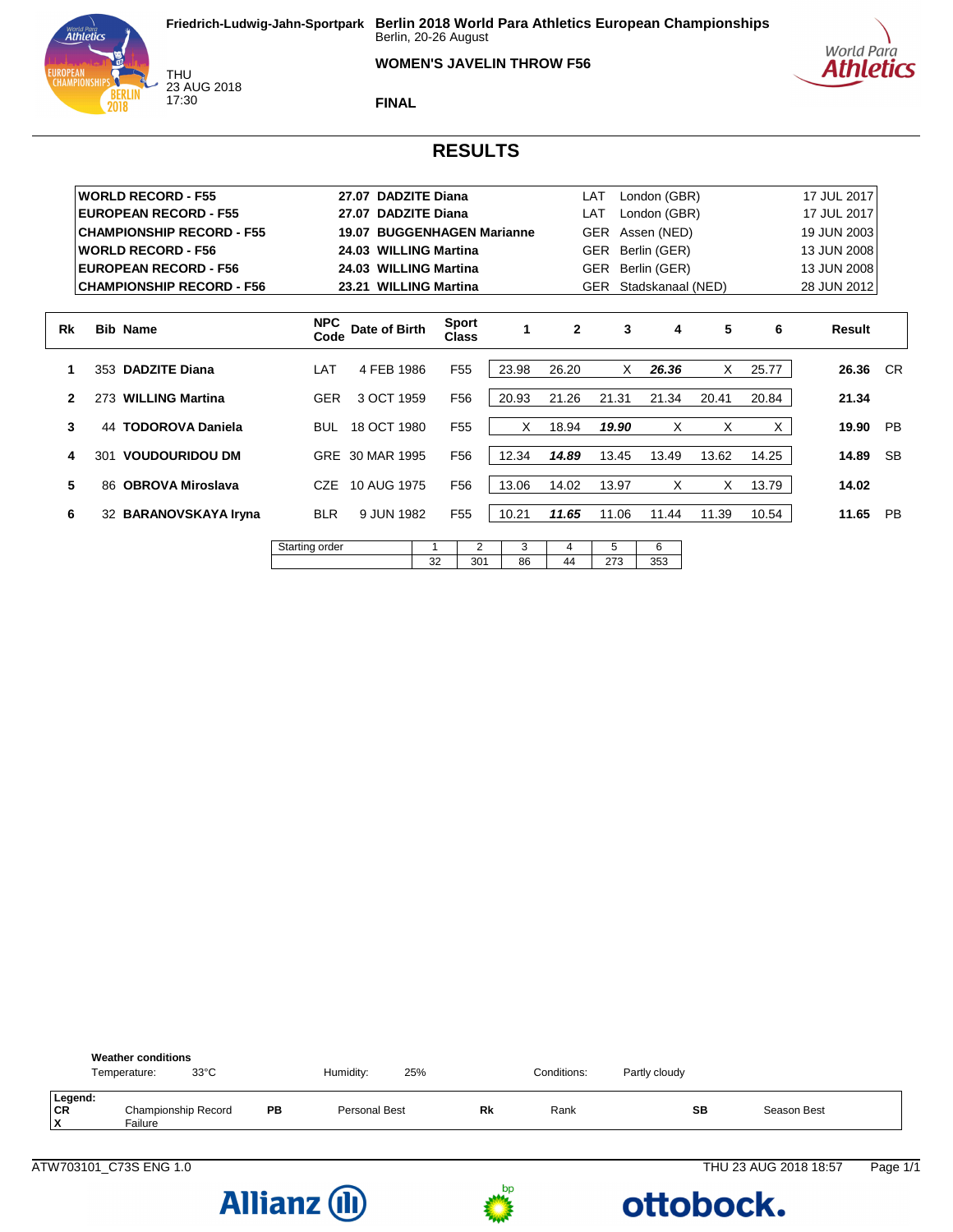Friedrich-Ludwig-Jahn-Sportpark

THU 23 AUG 2018 17:30

# Berlin 2018 World Para Athletics European Championships

Berlin, 20-26 August

## WOMEN'S JAVELIN THROW F56

### FINAL

## RESULTS

| | | | | |
|---|---|---|---|---|
| **WORLD RECORD - F55** | **27.07 DADZITE Diana** | LAT | London (GBR) | 17 JUL 2017 |
| **EUROPEAN RECORD - F55** | **27.07 DADZITE Diana** | LAT | London (GBR) | 17 JUL 2017 |
| **CHAMPIONSHIP RECORD - F55** | **19.07 BUGGENHAGEN Marianne** | GER | Assen (NED) | 19 JUN 2003 |
| **WORLD RECORD - F56** | **24.03 WILLING Martina** | GER | Berlin (GER) | 13 JUN 2008 |
| **EUROPEAN RECORD - F56** | **24.03 WILLING Martina** | GER | Berlin (GER) | 13 JUN 2008 |
| **CHAMPIONSHIP RECORD - F56** | **23.21 WILLING Martina** | GER | Stadskanaal (NED) | 28 JUN 2012 |

| Rk | Bib | Name | NPC Code | Date of Birth | Sport Class | 1 | 2 | 3 | 4 | 5 | 6 | Result | |
|---|---|---|---|---|---|---|---|---|---|---|---|---|---|
| 1 | 353 | **DADZITE Diana** | LAT | 4 FEB 1986 | F55 | 23.98 | 26.20 | X | ***26.36*** | X | 25.77 | **26.36** | CR |
| 2 | 273 | **WILLING Martina** | GER | 3 OCT 1959 | F56 | 20.93 | 21.26 | 21.31 | 21.34 | 20.41 | 20.84 | **21.34** | |
| 3 | 44 | **TODOROVA Daniela** | BUL | 18 OCT 1980 | F55 | X | 18.94 | ***19.90*** | X | X | X | **19.90** | PB |
| 4 | 301 | **VOUDOURIDOU DM** | GRE | 30 MAR 1995 | F56 | 12.34 | ***14.89*** | 13.45 | 13.49 | 13.62 | 14.25 | **14.89** | SB |
| 5 | 86 | **OBROVA Miroslava** | CZE | 10 AUG 1975 | F56 | 13.06 | 14.02 | 13.97 | X | X | 13.79 | **14.02** | |
| 6 | 32 | **BARANOVSKAYA Iryna** | BLR | 9 JUN 1982 | F55 | 10.21 | ***11.65*** | 11.06 | 11.44 | 11.39 | 10.54 | **11.65** | PB |

| Starting order | 1 | 2 | 3 | 4 | 5 | 6 |
|---|---|---|---|---|---|---|
| | 32 | 301 | 86 | 44 | 273 | 353 |

**Weather conditions**

Temperature: 33°C | Humidity: 25% | Conditions: Partly cloudy

**Legend:**

| | | | | | | | |
|---|---|---|---|---|---|---|---|
| **CR** | Championship Record | **PB** | Personal Best | **Rk** | Rank | **SB** | Season Best |
| **X** | Failure | | | | | | |

ATW703101_C73S ENG 1.0 — THU 23 AUG 2018 18:57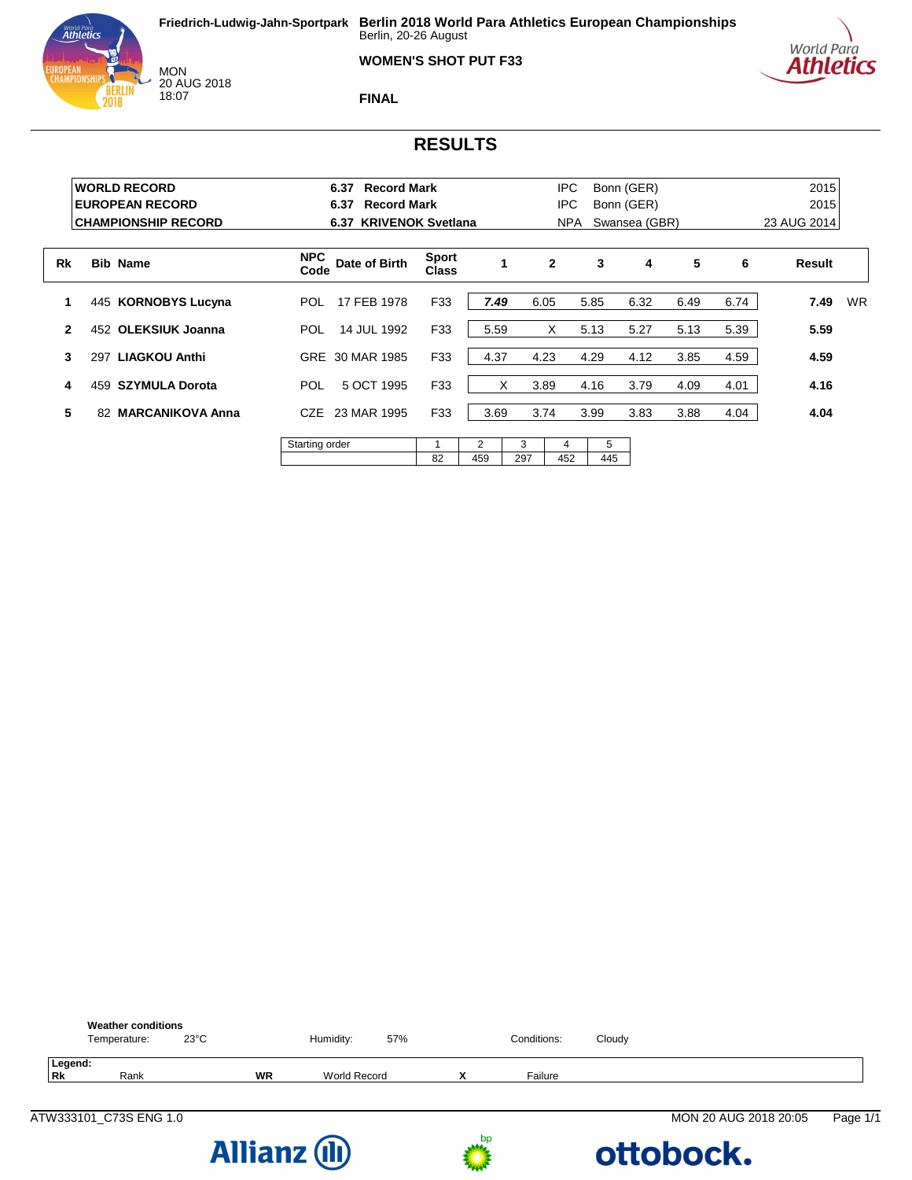**Friedrich-Ludwig-Jahn-Sportpark**

MON
20 AUG 2018
18:07

**Berlin 2018 World Para Athletics European Championships**
Berlin, 20-26 August

**WOMEN'S SHOT PUT F33**

**FINAL**

# RESULTS

| | | | | |
|---|---|---|---|---|
| **WORLD RECORD** | **6.37 Record Mark** | IPC | Bonn (GER) | 2015 |
| **EUROPEAN RECORD** | **6.37 Record Mark** | IPC | Bonn (GER) | 2015 |
| **CHAMPIONSHIP RECORD** | **6.37 KRIVENOK Svetlana** | NPA | Swansea (GBR) | 23 AUG 2014 |

| Rk | Bib | Name | NPC Code | Date of Birth | Sport Class | 1 | 2 | 3 | 4 | 5 | 6 | Result | |
|---|---|---|---|---|---|---|---|---|---|---|---|---|---|
| **1** | 445 | **KORNOBYS Lucyna** | POL | 17 FEB 1978 | F33 | ***7.49*** | 6.05 | 5.85 | 6.32 | 6.49 | 6.74 | **7.49** | WR |
| **2** | 452 | **OLEKSIUK Joanna** | POL | 14 JUL 1992 | F33 | 5.59 | X | 5.13 | 5.27 | 5.13 | 5.39 | **5.59** | |
| **3** | 297 | **LIAGKOU Anthi** | GRE | 30 MAR 1985 | F33 | 4.37 | 4.23 | 4.29 | 4.12 | 3.85 | 4.59 | **4.59** | |
| **4** | 459 | **SZYMULA Dorota** | POL | 5 OCT 1995 | F33 | X | 3.89 | 4.16 | 3.79 | 4.09 | 4.01 | **4.16** | |
| **5** | 82 | **MARCANIKOVA Anna** | CZE | 23 MAR 1995 | F33 | 3.69 | 3.74 | 3.99 | 3.83 | 3.88 | 4.04 | **4.04** | |

| Starting order | 1 | 2 | 3 | 4 | 5 |
|---|---|---|---|---|---|
| | 82 | 459 | 297 | 452 | 445 |

**Weather conditions**
Temperature: 23°C    Humidity: 57%    Conditions: Cloudy

**Legend:**

| | | | | | |
|---|---|---|---|---|---|
| **Rk** | Rank | **WR** | World Record | **X** | Failure |

ATW333101_C73S ENG 1.0    MON 20 AUG 2018 20:05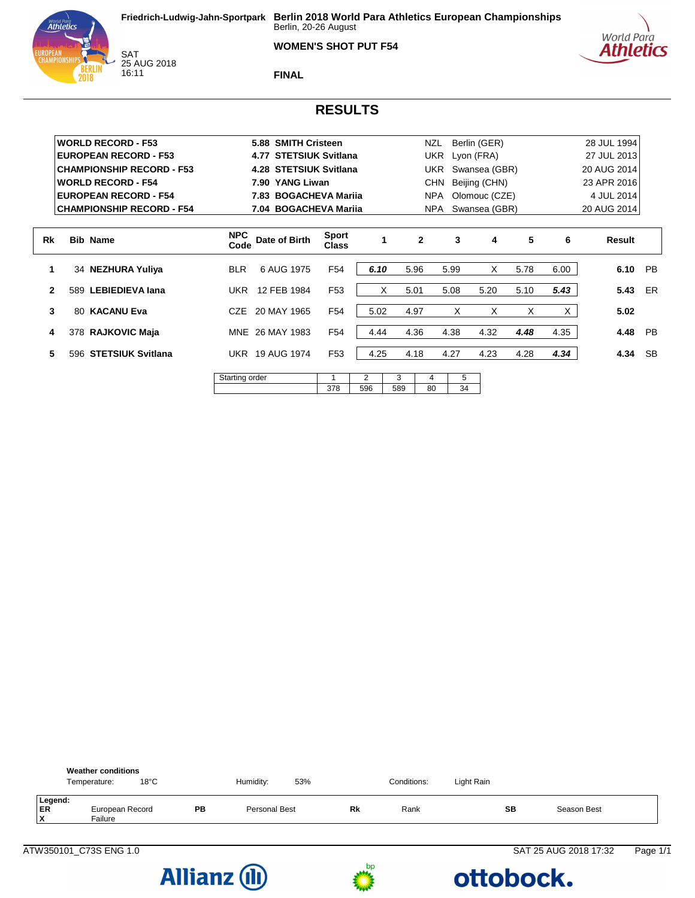Friedrich-Ludwig-Jahn-Sportpark

SAT
25 AUG 2018
16:11

**Berlin 2018 World Para Athletics European Championships**
Berlin, 20-26 August

**WOMEN'S SHOT PUT F54**

**FINAL**

# RESULTS

| | | | | |
|---|---|---|---|---|
| **WORLD RECORD - F53** | **5.88 SMITH Cristeen** | NZL | Berlin (GER) | 28 JUL 1994 |
| **EUROPEAN RECORD - F53** | **4.77 STETSIUK Svitlana** | UKR | Lyon (FRA) | 27 JUL 2013 |
| **CHAMPIONSHIP RECORD - F53** | **4.28 STETSIUK Svitlana** | UKR | Swansea (GBR) | 20 AUG 2014 |
| **WORLD RECORD - F54** | **7.90 YANG Liwan** | CHN | Beijing (CHN) | 23 APR 2016 |
| **EUROPEAN RECORD - F54** | **7.83 BOGACHEVA Mariia** | NPA | Olomouc (CZE) | 4 JUL 2014 |
| **CHAMPIONSHIP RECORD - F54** | **7.04 BOGACHEVA Mariia** | NPA | Swansea (GBR) | 20 AUG 2014 |

| Rk | Bib | Name | NPC Code | Date of Birth | Sport Class | 1 | 2 | 3 | 4 | 5 | 6 | Result | |
|---|---|---|---|---|---|---|---|---|---|---|---|---|---|
| 1 | 34 | **NEZHURA Yuliya** | BLR | 6 AUG 1975 | F54 | ***6.10*** | 5.96 | 5.99 | X | 5.78 | 6.00 | **6.10** | PB |
| 2 | 589 | **LEBIEDIEVA Iana** | UKR | 12 FEB 1984 | F53 | X | 5.01 | 5.08 | 5.20 | 5.10 | ***5.43*** | **5.43** | ER |
| 3 | 80 | **KACANU Eva** | CZE | 20 MAY 1965 | F54 | 5.02 | 4.97 | X | X | X | X | **5.02** | |
| 4 | 378 | **RAJKOVIC Maja** | MNE | 26 MAY 1983 | F54 | 4.44 | 4.36 | 4.38 | 4.32 | ***4.48*** | 4.35 | **4.48** | PB |
| 5 | 596 | **STETSIUK Svitlana** | UKR | 19 AUG 1974 | F53 | 4.25 | 4.18 | 4.27 | 4.23 | 4.28 | ***4.34*** | **4.34** | SB |

| Starting order | 1 | 2 | 3 | 4 | 5 |
|---|---|---|---|---|---|
| | 378 | 596 | 589 | 80 | 34 |

**Weather conditions**
Temperature: 18°C Humidity: 53% Conditions: Light Rain

**Legend:**

| | | | | | | | |
|---|---|---|---|---|---|---|---|
| **ER** | European Record | **PB** | Personal Best | **Rk** | Rank | **SB** | Season Best |
| **X** | Failure | | | | | | |

ATW350101_C73S ENG 1.0 SAT 25 AUG 2018 17:32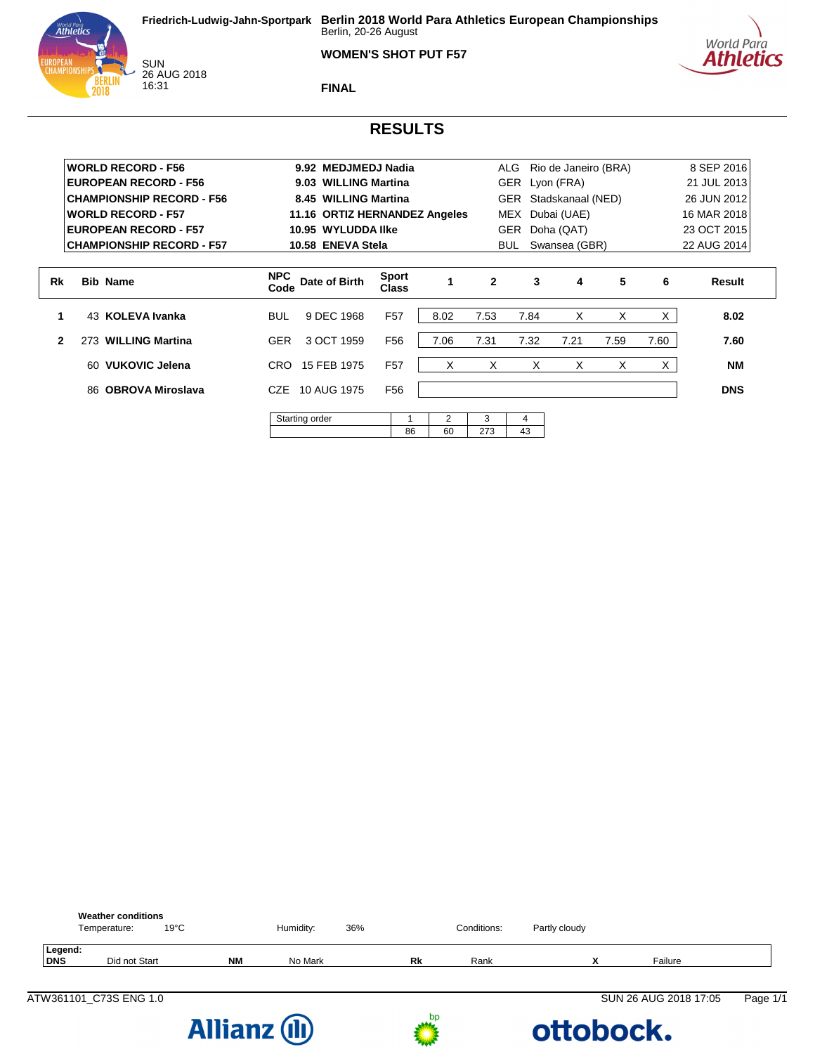Friedrich-Ludwig-Jahn-Sportpark

SUN 26 AUG 2018 16:31

# Berlin 2018 World Para Athletics European Championships

Berlin, 20-26 August

## WOMEN'S SHOT PUT F57

### FINAL

## RESULTS

| | | | | | |
|---|---|---|---|---|---|
| **WORLD RECORD - F56** | **9.92** | **MEDJMEDJ Nadia** | ALG | Rio de Janeiro (BRA) | 8 SEP 2016 |
| **EUROPEAN RECORD - F56** | **9.03** | **WILLING Martina** | GER | Lyon (FRA) | 21 JUL 2013 |
| **CHAMPIONSHIP RECORD - F56** | **8.45** | **WILLING Martina** | GER | Stadskanaal (NED) | 26 JUN 2012 |
| **WORLD RECORD - F57** | **11.16** | **ORTIZ HERNANDEZ Angeles** | MEX | Dubai (UAE) | 16 MAR 2018 |
| **EUROPEAN RECORD - F57** | **10.95** | **WYLUDDA Ilke** | GER | Doha (QAT) | 23 OCT 2015 |
| **CHAMPIONSHIP RECORD - F57** | **10.58** | **ENEVA Stela** | BUL | Swansea (GBR) | 22 AUG 2014 |

| Rk | Bib | Name | NPC Code | Date of Birth | Sport Class | 1 | 2 | 3 | 4 | 5 | 6 | Result |
|---|---|---|---|---|---|---|---|---|---|---|---|---|
| **1** | 43 | **KOLEVA Ivanka** | BUL | 9 DEC 1968 | F57 | 8.02 | 7.53 | 7.84 | X | X | X | **8.02** |
| **2** | 273 | **WILLING Martina** | GER | 3 OCT 1959 | F56 | 7.06 | 7.31 | 7.32 | 7.21 | 7.59 | 7.60 | **7.60** |
| | 60 | **VUKOVIC Jelena** | CRO | 15 FEB 1975 | F57 | X | X | X | X | X | X | **NM** |
| | 86 | **OBROVA Miroslava** | CZE | 10 AUG 1975 | F56 | | | | | | | **DNS** |

| Starting order | 1 | 2 | 3 | 4 |
|---|---|---|---|---|
| | 86 | 60 | 273 | 43 |

**Weather conditions**

Temperature: 19°C  Humidity: 36%  Conditions: Partly cloudy

**Legend:**

| | | | |
|---|---|---|---|
| **DNS** | Did not Start | **NM** | No Mark |
| **Rk** | Rank | **X** | Failure |

ATW361101_C73S ENG 1.0  SUN 26 AUG 2018 17:05